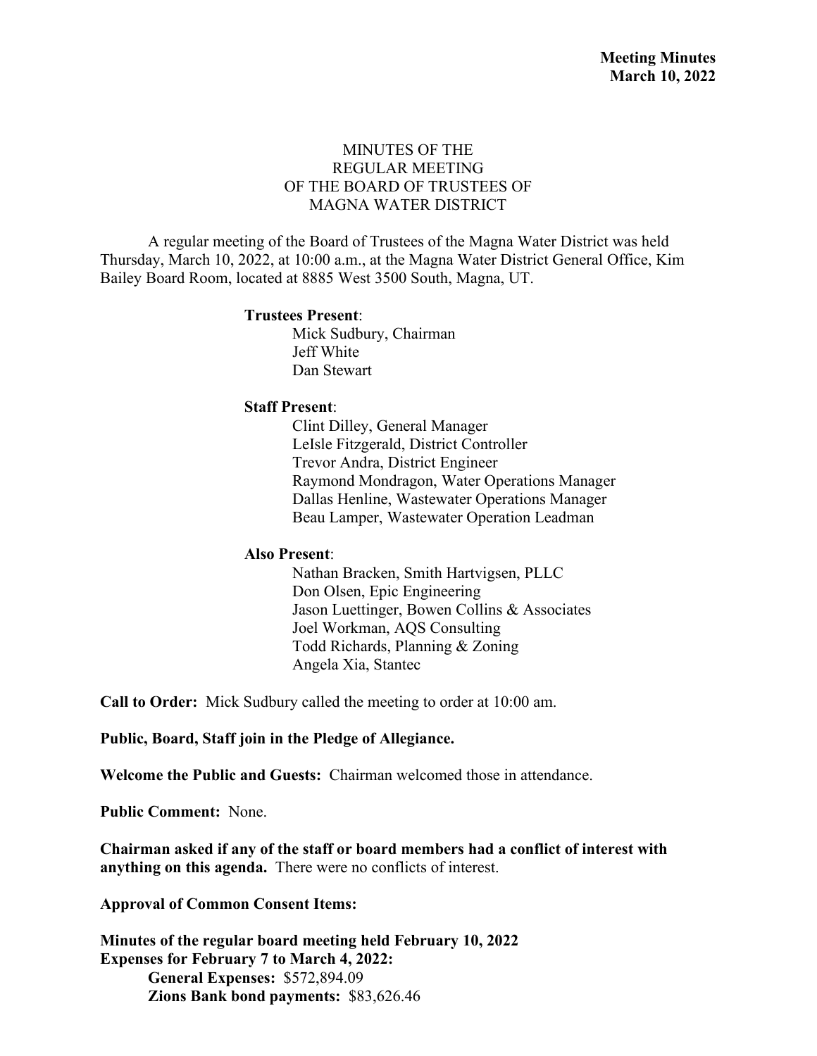**Meeting Minutes**
**March 10, 2022**

# MINUTES OF THE REGULAR MEETING OF THE BOARD OF TRUSTEES OF MAGNA WATER DISTRICT

A regular meeting of the Board of Trustees of the Magna Water District was held Thursday, March 10, 2022, at 10:00 a.m., at the Magna Water District General Office, Kim Bailey Board Room, located at 8885 West 3500 South, Magna, UT.

**Trustees Present**:
- Mick Sudbury, Chairman
- Jeff White
- Dan Stewart

**Staff Present**:
- Clint Dilley, General Manager
- LeIsle Fitzgerald, District Controller
- Trevor Andra, District Engineer
- Raymond Mondragon, Water Operations Manager
- Dallas Henline, Wastewater Operations Manager
- Beau Lamper, Wastewater Operation Leadman

**Also Present**:
- Nathan Bracken, Smith Hartvigsen, PLLC
- Don Olsen, Epic Engineering
- Jason Luettinger, Bowen Collins & Associates
- Joel Workman, AQS Consulting
- Todd Richards, Planning & Zoning
- Angela Xia, Stantec

**Call to Order:** Mick Sudbury called the meeting to order at 10:00 am.

**Public, Board, Staff join in the Pledge of Allegiance.**

**Welcome the Public and Guests:** Chairman welcomed those in attendance.

**Public Comment:** None.

**Chairman asked if any of the staff or board members had a conflict of interest with anything on this agenda.** There were no conflicts of interest.

**Approval of Common Consent Items:**

**Minutes of the regular board meeting held February 10, 2022**
**Expenses for February 7 to March 4, 2022:**
- **General Expenses:** $572,894.09
- **Zions Bank bond payments:** $83,626.46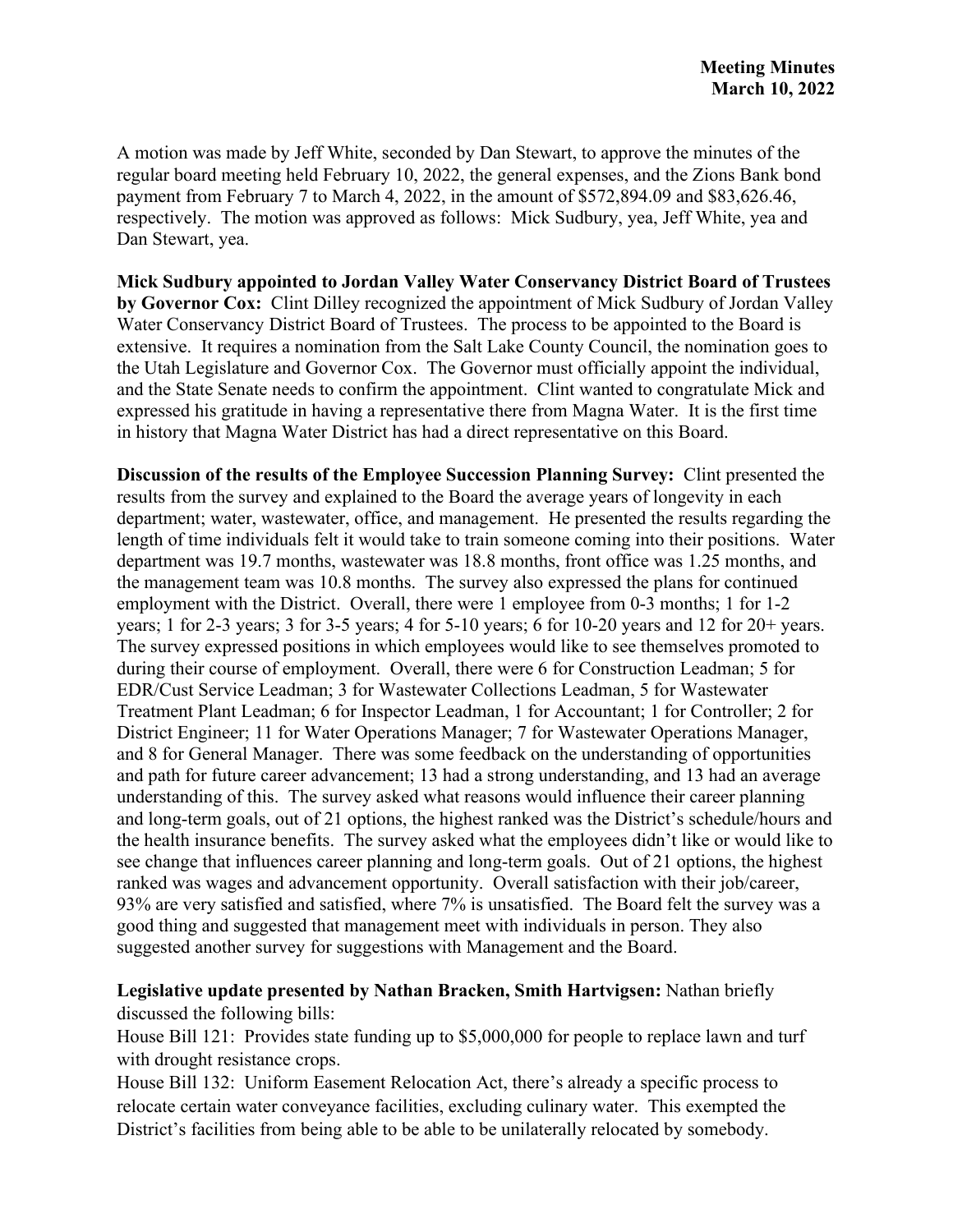A motion was made by Jeff White, seconded by Dan Stewart, to approve the minutes of the regular board meeting held February 10, 2022, the general expenses, and the Zions Bank bond payment from February 7 to March 4, 2022, in the amount of $572,894.09 and $83,626.46, respectively. The motion was approved as follows: Mick Sudbury, yea, Jeff White, yea and Dan Stewart, yea.

**Mick Sudbury appointed to Jordan Valley Water Conservancy District Board of Trustees by Governor Cox:** Clint Dilley recognized the appointment of Mick Sudbury of Jordan Valley Water Conservancy District Board of Trustees. The process to be appointed to the Board is extensive. It requires a nomination from the Salt Lake County Council, the nomination goes to the Utah Legislature and Governor Cox. The Governor must officially appoint the individual, and the State Senate needs to confirm the appointment. Clint wanted to congratulate Mick and expressed his gratitude in having a representative there from Magna Water. It is the first time in history that Magna Water District has had a direct representative on this Board.

**Discussion of the results of the Employee Succession Planning Survey:** Clint presented the results from the survey and explained to the Board the average years of longevity in each department; water, wastewater, office, and management. He presented the results regarding the length of time individuals felt it would take to train someone coming into their positions. Water department was 19.7 months, wastewater was 18.8 months, front office was 1.25 months, and the management team was 10.8 months. The survey also expressed the plans for continued employment with the District. Overall, there were 1 employee from 0-3 months; 1 for 1-2 years; 1 for 2-3 years; 3 for 3-5 years; 4 for 5-10 years; 6 for 10-20 years and 12 for 20+ years. The survey expressed positions in which employees would like to see themselves promoted to during their course of employment. Overall, there were 6 for Construction Leadman; 5 for EDR/Cust Service Leadman; 3 for Wastewater Collections Leadman, 5 for Wastewater Treatment Plant Leadman; 6 for Inspector Leadman, 1 for Accountant; 1 for Controller; 2 for District Engineer; 11 for Water Operations Manager; 7 for Wastewater Operations Manager, and 8 for General Manager. There was some feedback on the understanding of opportunities and path for future career advancement; 13 had a strong understanding, and 13 had an average understanding of this. The survey asked what reasons would influence their career planning and long-term goals, out of 21 options, the highest ranked was the District's schedule/hours and the health insurance benefits. The survey asked what the employees didn't like or would like to see change that influences career planning and long-term goals. Out of 21 options, the highest ranked was wages and advancement opportunity. Overall satisfaction with their job/career, 93% are very satisfied and satisfied, where 7% is unsatisfied. The Board felt the survey was a good thing and suggested that management meet with individuals in person. They also suggested another survey for suggestions with Management and the Board.

**Legislative update presented by Nathan Bracken, Smith Hartvigsen:** Nathan briefly discussed the following bills:

House Bill 121: Provides state funding up to $5,000,000 for people to replace lawn and turf with drought resistance crops.

House Bill 132: Uniform Easement Relocation Act, there's already a specific process to relocate certain water conveyance facilities, excluding culinary water. This exempted the District's facilities from being able to be able to be unilaterally relocated by somebody.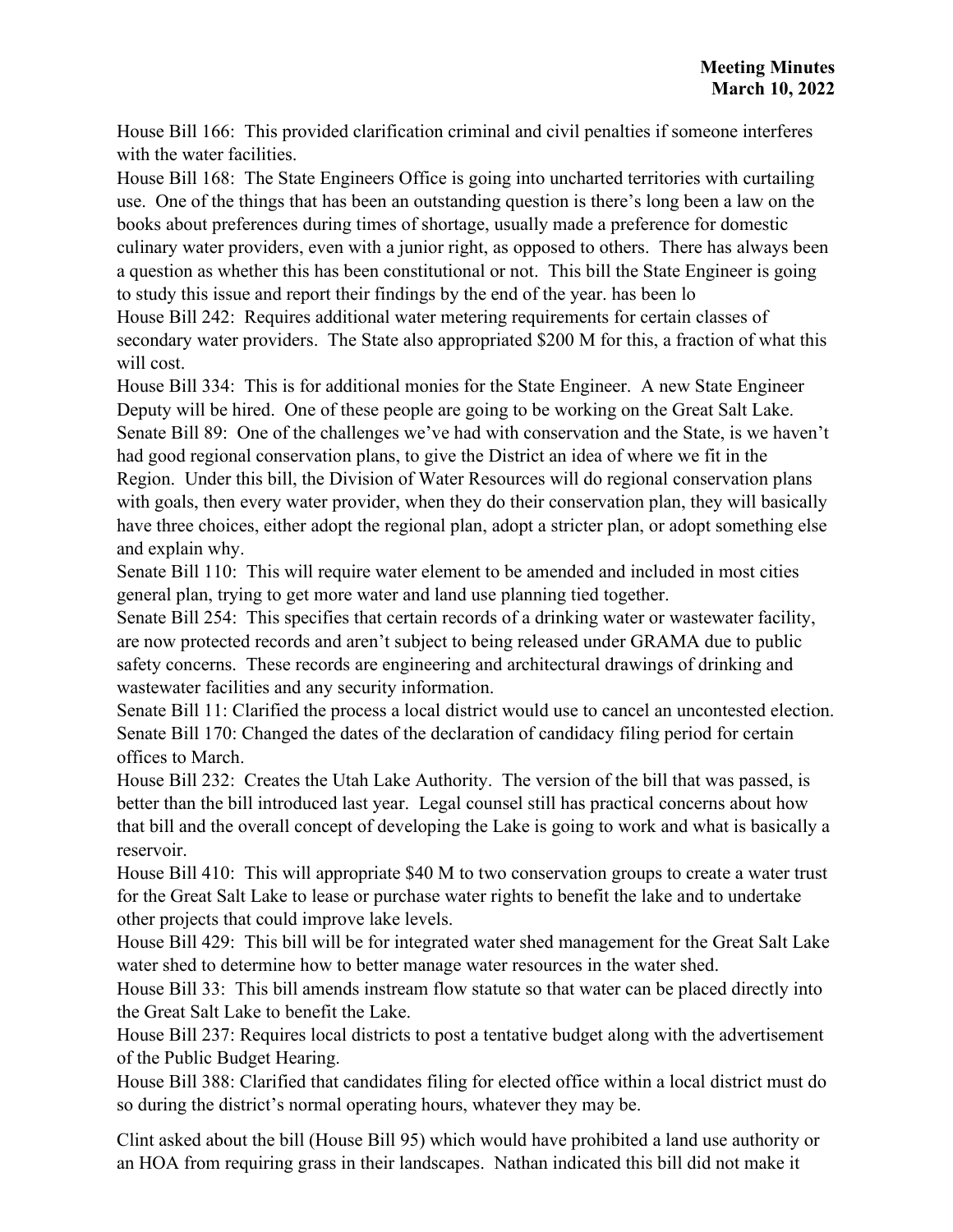House Bill 166: This provided clarification criminal and civil penalties if someone interferes with the water facilities.

House Bill 168: The State Engineers Office is going into uncharted territories with curtailing use. One of the things that has been an outstanding question is there's long been a law on the books about preferences during times of shortage, usually made a preference for domestic culinary water providers, even with a junior right, as opposed to others. There has always been a question as whether this has been constitutional or not. This bill the State Engineer is going to study this issue and report their findings by the end of the year. has been lo

House Bill 242: Requires additional water metering requirements for certain classes of secondary water providers. The State also appropriated $200 M for this, a fraction of what this will cost.

House Bill 334: This is for additional monies for the State Engineer. A new State Engineer Deputy will be hired. One of these people are going to be working on the Great Salt Lake.

Senate Bill 89: One of the challenges we've had with conservation and the State, is we haven't had good regional conservation plans, to give the District an idea of where we fit in the Region. Under this bill, the Division of Water Resources will do regional conservation plans with goals, then every water provider, when they do their conservation plan, they will basically have three choices, either adopt the regional plan, adopt a stricter plan, or adopt something else and explain why.

Senate Bill 110: This will require water element to be amended and included in most cities general plan, trying to get more water and land use planning tied together.

Senate Bill 254: This specifies that certain records of a drinking water or wastewater facility, are now protected records and aren't subject to being released under GRAMA due to public safety concerns. These records are engineering and architectural drawings of drinking and wastewater facilities and any security information.

Senate Bill 11: Clarified the process a local district would use to cancel an uncontested election.

Senate Bill 170: Changed the dates of the declaration of candidacy filing period for certain offices to March.

House Bill 232: Creates the Utah Lake Authority. The version of the bill that was passed, is better than the bill introduced last year. Legal counsel still has practical concerns about how that bill and the overall concept of developing the Lake is going to work and what is basically a reservoir.

House Bill 410: This will appropriate $40 M to two conservation groups to create a water trust for the Great Salt Lake to lease or purchase water rights to benefit the lake and to undertake other projects that could improve lake levels.

House Bill 429: This bill will be for integrated water shed management for the Great Salt Lake water shed to determine how to better manage water resources in the water shed.

House Bill 33: This bill amends instream flow statute so that water can be placed directly into the Great Salt Lake to benefit the Lake.

House Bill 237: Requires local districts to post a tentative budget along with the advertisement of the Public Budget Hearing.

House Bill 388: Clarified that candidates filing for elected office within a local district must do so during the district's normal operating hours, whatever they may be.

Clint asked about the bill (House Bill 95) which would have prohibited a land use authority or an HOA from requiring grass in their landscapes. Nathan indicated this bill did not make it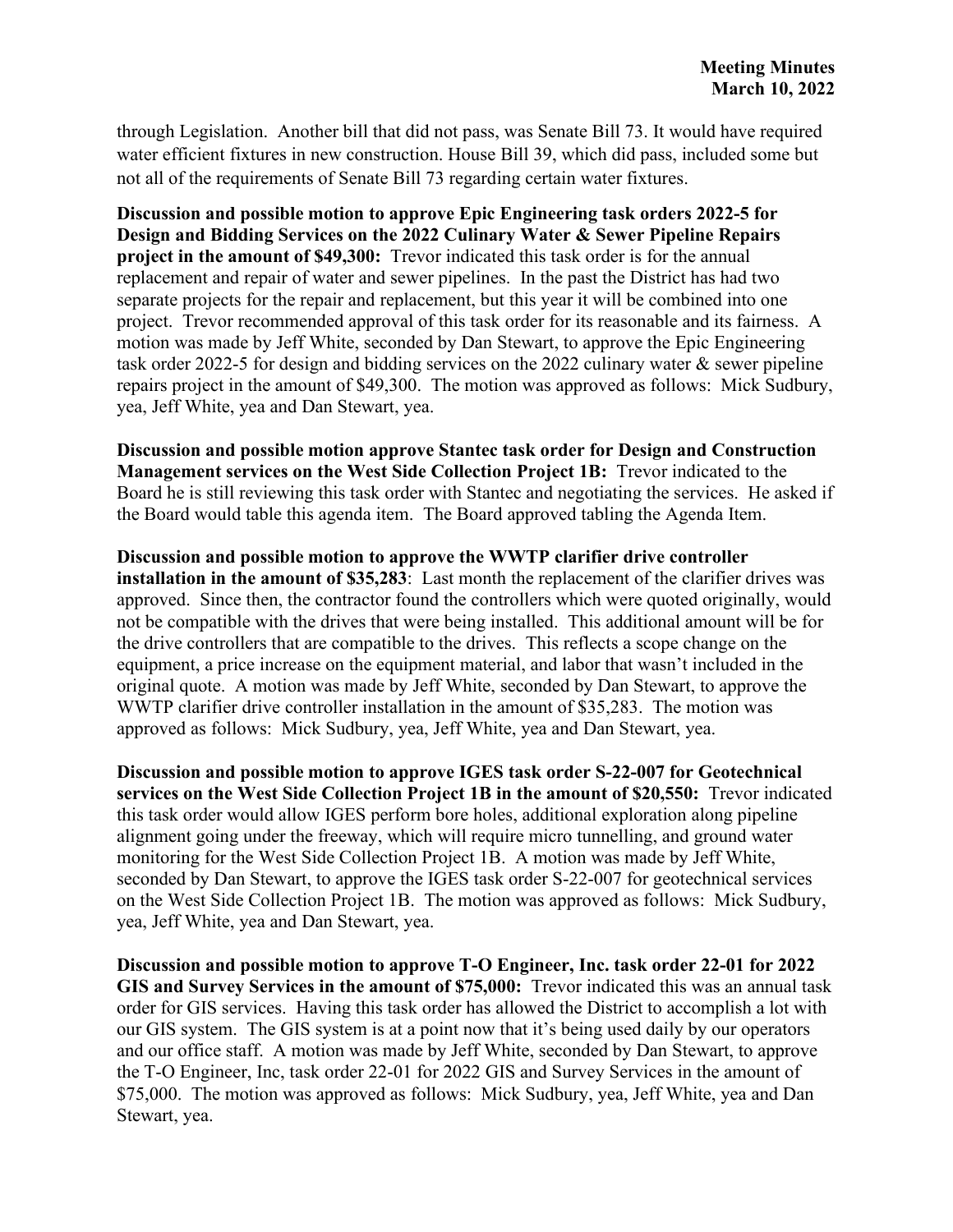through Legislation. Another bill that did not pass, was Senate Bill 73. It would have required water efficient fixtures in new construction. House Bill 39, which did pass, included some but not all of the requirements of Senate Bill 73 regarding certain water fixtures.

**Discussion and possible motion to approve Epic Engineering task orders 2022-5 for Design and Bidding Services on the 2022 Culinary Water & Sewer Pipeline Repairs project in the amount of $49,300:** Trevor indicated this task order is for the annual replacement and repair of water and sewer pipelines. In the past the District has had two separate projects for the repair and replacement, but this year it will be combined into one project. Trevor recommended approval of this task order for its reasonable and its fairness. A motion was made by Jeff White, seconded by Dan Stewart, to approve the Epic Engineering task order 2022-5 for design and bidding services on the 2022 culinary water & sewer pipeline repairs project in the amount of $49,300. The motion was approved as follows: Mick Sudbury, yea, Jeff White, yea and Dan Stewart, yea.

**Discussion and possible motion approve Stantec task order for Design and Construction Management services on the West Side Collection Project 1B:** Trevor indicated to the Board he is still reviewing this task order with Stantec and negotiating the services. He asked if the Board would table this agenda item. The Board approved tabling the Agenda Item.

**Discussion and possible motion to approve the WWTP clarifier drive controller installation in the amount of $35,283**: Last month the replacement of the clarifier drives was approved. Since then, the contractor found the controllers which were quoted originally, would not be compatible with the drives that were being installed. This additional amount will be for the drive controllers that are compatible to the drives. This reflects a scope change on the equipment, a price increase on the equipment material, and labor that wasn't included in the original quote. A motion was made by Jeff White, seconded by Dan Stewart, to approve the WWTP clarifier drive controller installation in the amount of $35,283. The motion was approved as follows: Mick Sudbury, yea, Jeff White, yea and Dan Stewart, yea.

**Discussion and possible motion to approve IGES task order S-22-007 for Geotechnical services on the West Side Collection Project 1B in the amount of $20,550:** Trevor indicated this task order would allow IGES perform bore holes, additional exploration along pipeline alignment going under the freeway, which will require micro tunnelling, and ground water monitoring for the West Side Collection Project 1B. A motion was made by Jeff White, seconded by Dan Stewart, to approve the IGES task order S-22-007 for geotechnical services on the West Side Collection Project 1B. The motion was approved as follows: Mick Sudbury, yea, Jeff White, yea and Dan Stewart, yea.

**Discussion and possible motion to approve T-O Engineer, Inc. task order 22-01 for 2022 GIS and Survey Services in the amount of $75,000:** Trevor indicated this was an annual task order for GIS services. Having this task order has allowed the District to accomplish a lot with our GIS system. The GIS system is at a point now that it's being used daily by our operators and our office staff. A motion was made by Jeff White, seconded by Dan Stewart, to approve the T-O Engineer, Inc, task order 22-01 for 2022 GIS and Survey Services in the amount of $75,000. The motion was approved as follows: Mick Sudbury, yea, Jeff White, yea and Dan Stewart, yea.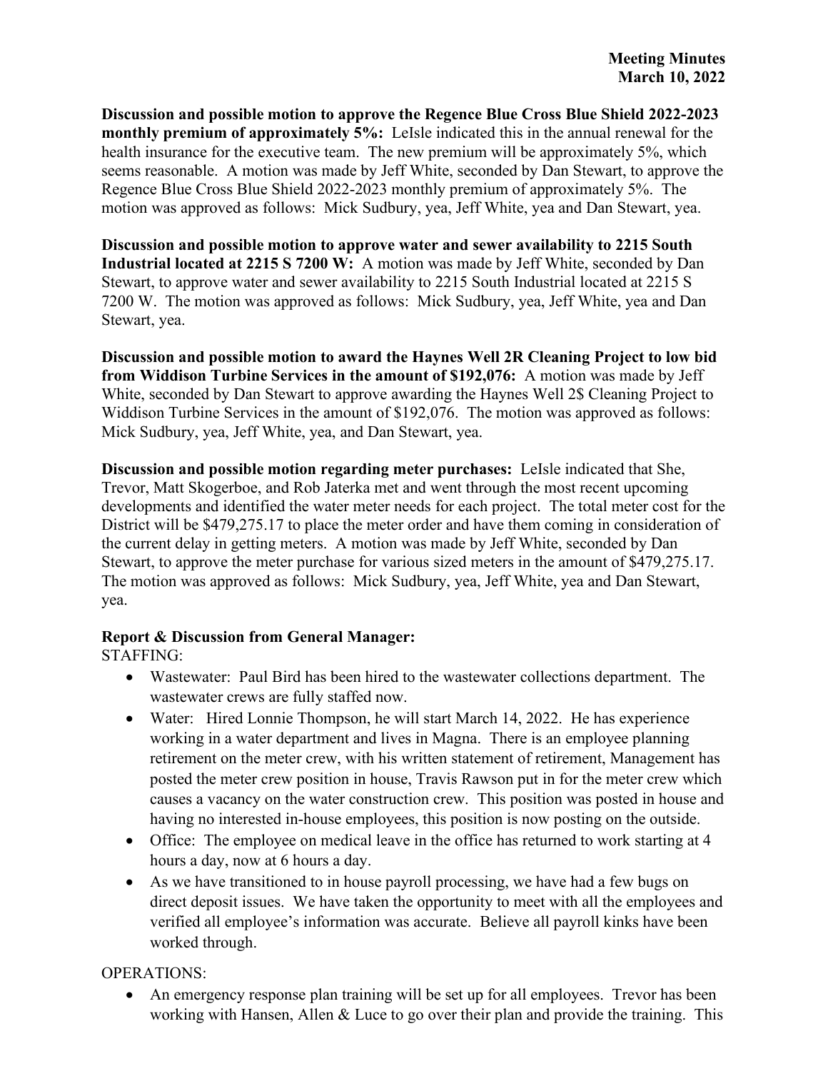**Discussion and possible motion to approve the Regence Blue Cross Blue Shield 2022-2023 monthly premium of approximately 5%:** LeIsle indicated this in the annual renewal for the health insurance for the executive team. The new premium will be approximately 5%, which seems reasonable. A motion was made by Jeff White, seconded by Dan Stewart, to approve the Regence Blue Cross Blue Shield 2022-2023 monthly premium of approximately 5%. The motion was approved as follows: Mick Sudbury, yea, Jeff White, yea and Dan Stewart, yea.

**Discussion and possible motion to approve water and sewer availability to 2215 South Industrial located at 2215 S 7200 W:** A motion was made by Jeff White, seconded by Dan Stewart, to approve water and sewer availability to 2215 South Industrial located at 2215 S 7200 W. The motion was approved as follows: Mick Sudbury, yea, Jeff White, yea and Dan Stewart, yea.

**Discussion and possible motion to award the Haynes Well 2R Cleaning Project to low bid from Widdison Turbine Services in the amount of $192,076:** A motion was made by Jeff White, seconded by Dan Stewart to approve awarding the Haynes Well 2$ Cleaning Project to Widdison Turbine Services in the amount of $192,076. The motion was approved as follows: Mick Sudbury, yea, Jeff White, yea, and Dan Stewart, yea.

**Discussion and possible motion regarding meter purchases:** LeIsle indicated that She, Trevor, Matt Skogerboe, and Rob Jaterka met and went through the most recent upcoming developments and identified the water meter needs for each project. The total meter cost for the District will be $479,275.17 to place the meter order and have them coming in consideration of the current delay in getting meters. A motion was made by Jeff White, seconded by Dan Stewart, to approve the meter purchase for various sized meters in the amount of $479,275.17. The motion was approved as follows: Mick Sudbury, yea, Jeff White, yea and Dan Stewart, yea.

**Report & Discussion from General Manager:**

STAFFING:

- Wastewater: Paul Bird has been hired to the wastewater collections department. The wastewater crews are fully staffed now.
- Water: Hired Lonnie Thompson, he will start March 14, 2022. He has experience working in a water department and lives in Magna. There is an employee planning retirement on the meter crew, with his written statement of retirement, Management has posted the meter crew position in house, Travis Rawson put in for the meter crew which causes a vacancy on the water construction crew. This position was posted in house and having no interested in-house employees, this position is now posting on the outside.
- Office: The employee on medical leave in the office has returned to work starting at 4 hours a day, now at 6 hours a day.
- As we have transitioned to in house payroll processing, we have had a few bugs on direct deposit issues. We have taken the opportunity to meet with all the employees and verified all employee's information was accurate. Believe all payroll kinks have been worked through.

OPERATIONS:

- An emergency response plan training will be set up for all employees. Trevor has been working with Hansen, Allen & Luce to go over their plan and provide the training. This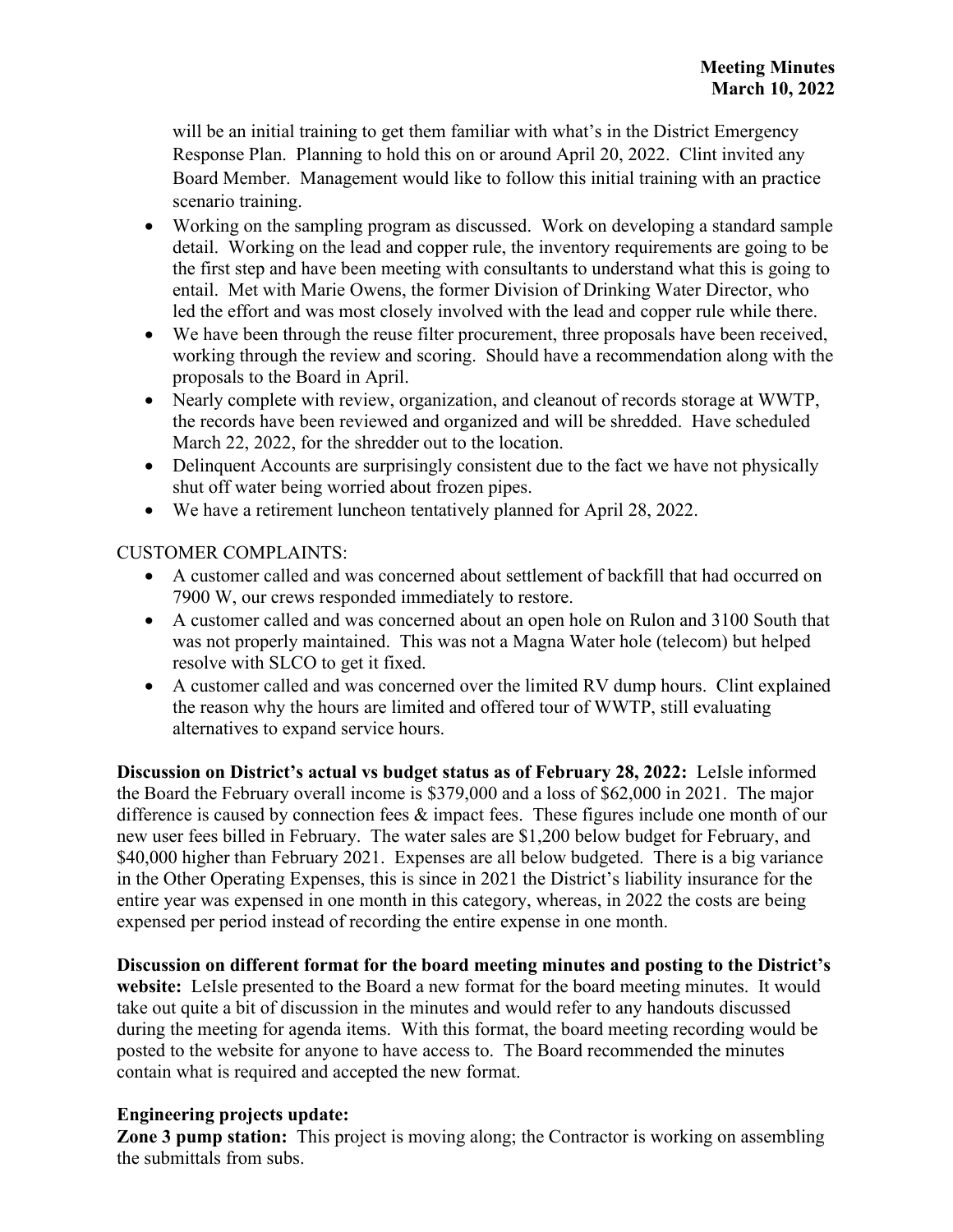will be an initial training to get them familiar with what's in the District Emergency Response Plan. Planning to hold this on or around April 20, 2022. Clint invited any Board Member. Management would like to follow this initial training with an practice scenario training.

- Working on the sampling program as discussed. Work on developing a standard sample detail. Working on the lead and copper rule, the inventory requirements are going to be the first step and have been meeting with consultants to understand what this is going to entail. Met with Marie Owens, the former Division of Drinking Water Director, who led the effort and was most closely involved with the lead and copper rule while there.
- We have been through the reuse filter procurement, three proposals have been received, working through the review and scoring. Should have a recommendation along with the proposals to the Board in April.
- Nearly complete with review, organization, and cleanout of records storage at WWTP, the records have been reviewed and organized and will be shredded. Have scheduled March 22, 2022, for the shredder out to the location.
- Delinquent Accounts are surprisingly consistent due to the fact we have not physically shut off water being worried about frozen pipes.
- We have a retirement luncheon tentatively planned for April 28, 2022.

CUSTOMER COMPLAINTS:

- A customer called and was concerned about settlement of backfill that had occurred on 7900 W, our crews responded immediately to restore.
- A customer called and was concerned about an open hole on Rulon and 3100 South that was not properly maintained. This was not a Magna Water hole (telecom) but helped resolve with SLCO to get it fixed.
- A customer called and was concerned over the limited RV dump hours. Clint explained the reason why the hours are limited and offered tour of WWTP, still evaluating alternatives to expand service hours.

**Discussion on District's actual vs budget status as of February 28, 2022:** LeIsle informed the Board the February overall income is $379,000 and a loss of $62,000 in 2021. The major difference is caused by connection fees & impact fees. These figures include one month of our new user fees billed in February. The water sales are $1,200 below budget for February, and $40,000 higher than February 2021. Expenses are all below budgeted. There is a big variance in the Other Operating Expenses, this is since in 2021 the District's liability insurance for the entire year was expensed in one month in this category, whereas, in 2022 the costs are being expensed per period instead of recording the entire expense in one month.

**Discussion on different format for the board meeting minutes and posting to the District's website:** LeIsle presented to the Board a new format for the board meeting minutes. It would take out quite a bit of discussion in the minutes and would refer to any handouts discussed during the meeting for agenda items. With this format, the board meeting recording would be posted to the website for anyone to have access to. The Board recommended the minutes contain what is required and accepted the new format.

**Engineering projects update:**

**Zone 3 pump station:** This project is moving along; the Contractor is working on assembling the submittals from subs.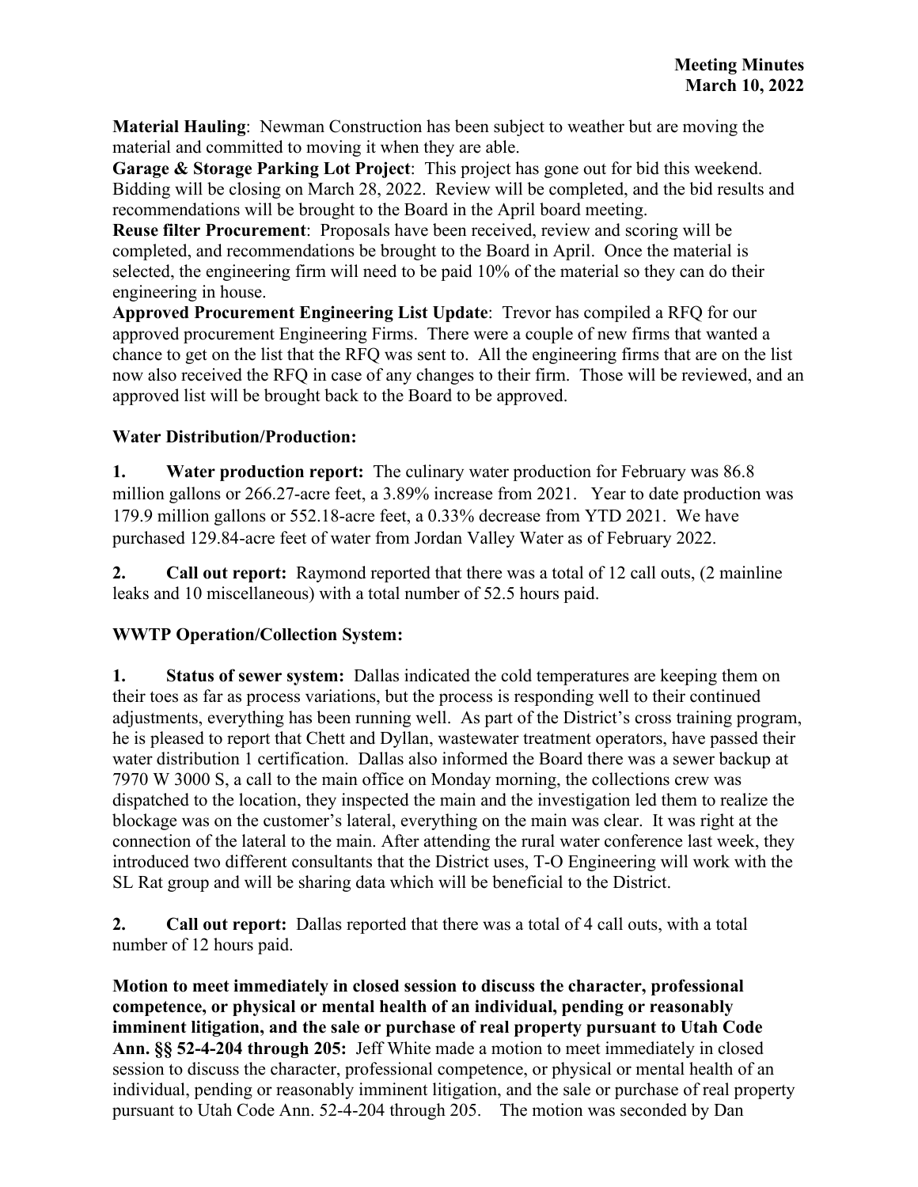**Material Hauling**: Newman Construction has been subject to weather but are moving the material and committed to moving it when they are able.

**Garage & Storage Parking Lot Project**: This project has gone out for bid this weekend. Bidding will be closing on March 28, 2022. Review will be completed, and the bid results and recommendations will be brought to the Board in the April board meeting.

**Reuse filter Procurement**: Proposals have been received, review and scoring will be completed, and recommendations be brought to the Board in April. Once the material is selected, the engineering firm will need to be paid 10% of the material so they can do their engineering in house.

**Approved Procurement Engineering List Update**: Trevor has compiled a RFQ for our approved procurement Engineering Firms. There were a couple of new firms that wanted a chance to get on the list that the RFQ was sent to. All the engineering firms that are on the list now also received the RFQ in case of any changes to their firm. Those will be reviewed, and an approved list will be brought back to the Board to be approved.

**Water Distribution/Production:**

**1. Water production report:** The culinary water production for February was 86.8 million gallons or 266.27-acre feet, a 3.89% increase from 2021. Year to date production was 179.9 million gallons or 552.18-acre feet, a 0.33% decrease from YTD 2021. We have purchased 129.84-acre feet of water from Jordan Valley Water as of February 2022.

**2. Call out report:** Raymond reported that there was a total of 12 call outs, (2 mainline leaks and 10 miscellaneous) with a total number of 52.5 hours paid.

**WWTP Operation/Collection System:**

**1. Status of sewer system:** Dallas indicated the cold temperatures are keeping them on their toes as far as process variations, but the process is responding well to their continued adjustments, everything has been running well. As part of the District's cross training program, he is pleased to report that Chett and Dyllan, wastewater treatment operators, have passed their water distribution 1 certification. Dallas also informed the Board there was a sewer backup at 7970 W 3000 S, a call to the main office on Monday morning, the collections crew was dispatched to the location, they inspected the main and the investigation led them to realize the blockage was on the customer's lateral, everything on the main was clear. It was right at the connection of the lateral to the main. After attending the rural water conference last week, they introduced two different consultants that the District uses, T-O Engineering will work with the SL Rat group and will be sharing data which will be beneficial to the District.

**2. Call out report:** Dallas reported that there was a total of 4 call outs, with a total number of 12 hours paid.

**Motion to meet immediately in closed session to discuss the character, professional competence, or physical or mental health of an individual, pending or reasonably imminent litigation, and the sale or purchase of real property pursuant to Utah Code Ann. §§ 52-4-204 through 205:** Jeff White made a motion to meet immediately in closed session to discuss the character, professional competence, or physical or mental health of an individual, pending or reasonably imminent litigation, and the sale or purchase of real property pursuant to Utah Code Ann. 52-4-204 through 205. The motion was seconded by Dan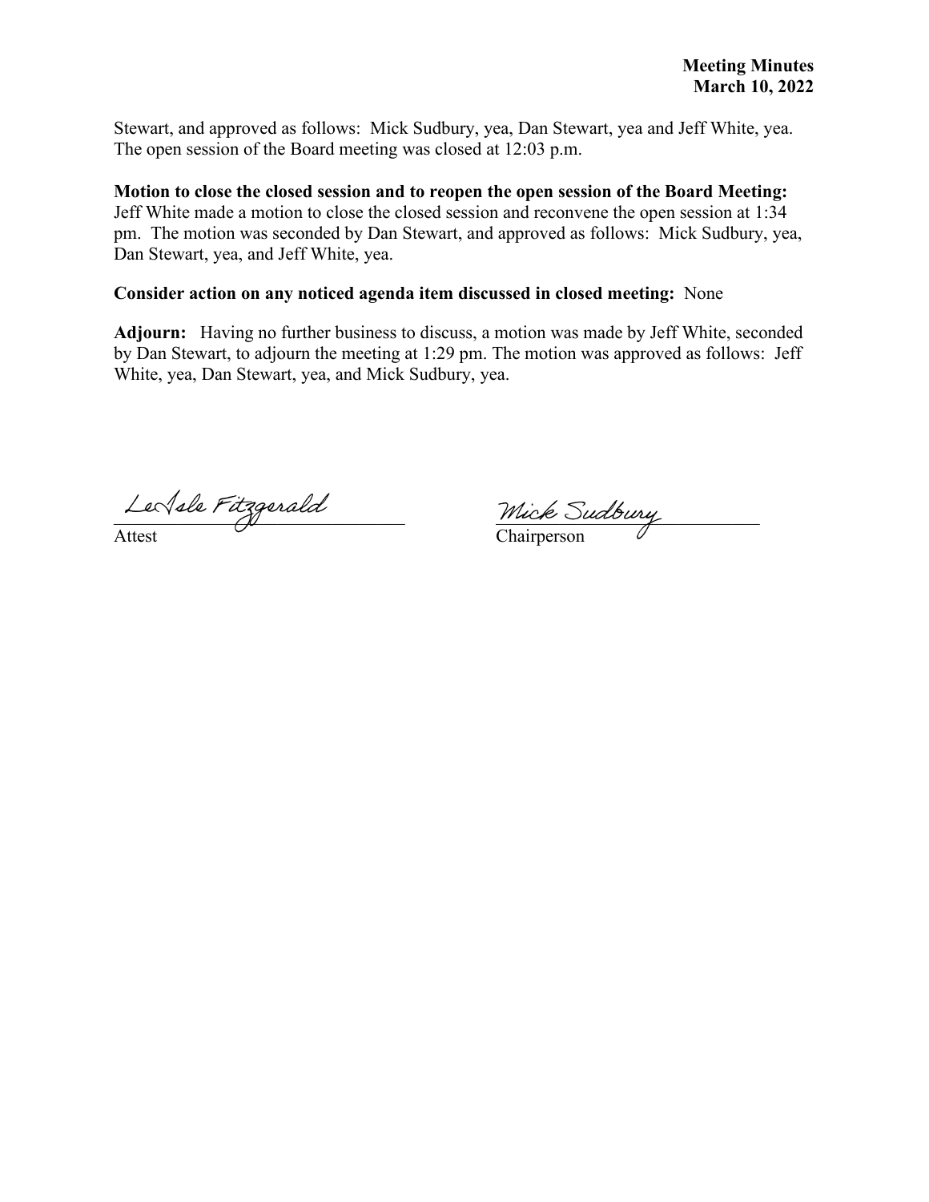Stewart, and approved as follows: Mick Sudbury, yea, Dan Stewart, yea and Jeff White, yea. The open session of the Board meeting was closed at 12:03 p.m.

**Motion to close the closed session and to reopen the open session of the Board Meeting:** Jeff White made a motion to close the closed session and reconvene the open session at 1:34 pm. The motion was seconded by Dan Stewart, and approved as follows: Mick Sudbury, yea, Dan Stewart, yea, and Jeff White, yea.

**Consider action on any noticed agenda item discussed in closed meeting:** None

**Adjourn:** Having no further business to discuss, a motion was made by Jeff White, seconded by Dan Stewart, to adjourn the meeting at 1:29 pm. The motion was approved as follows: Jeff White, yea, Dan Stewart, yea, and Mick Sudbury, yea.

LeAsle Fitzgerald
Attest

Mick Sudbury
Chairperson